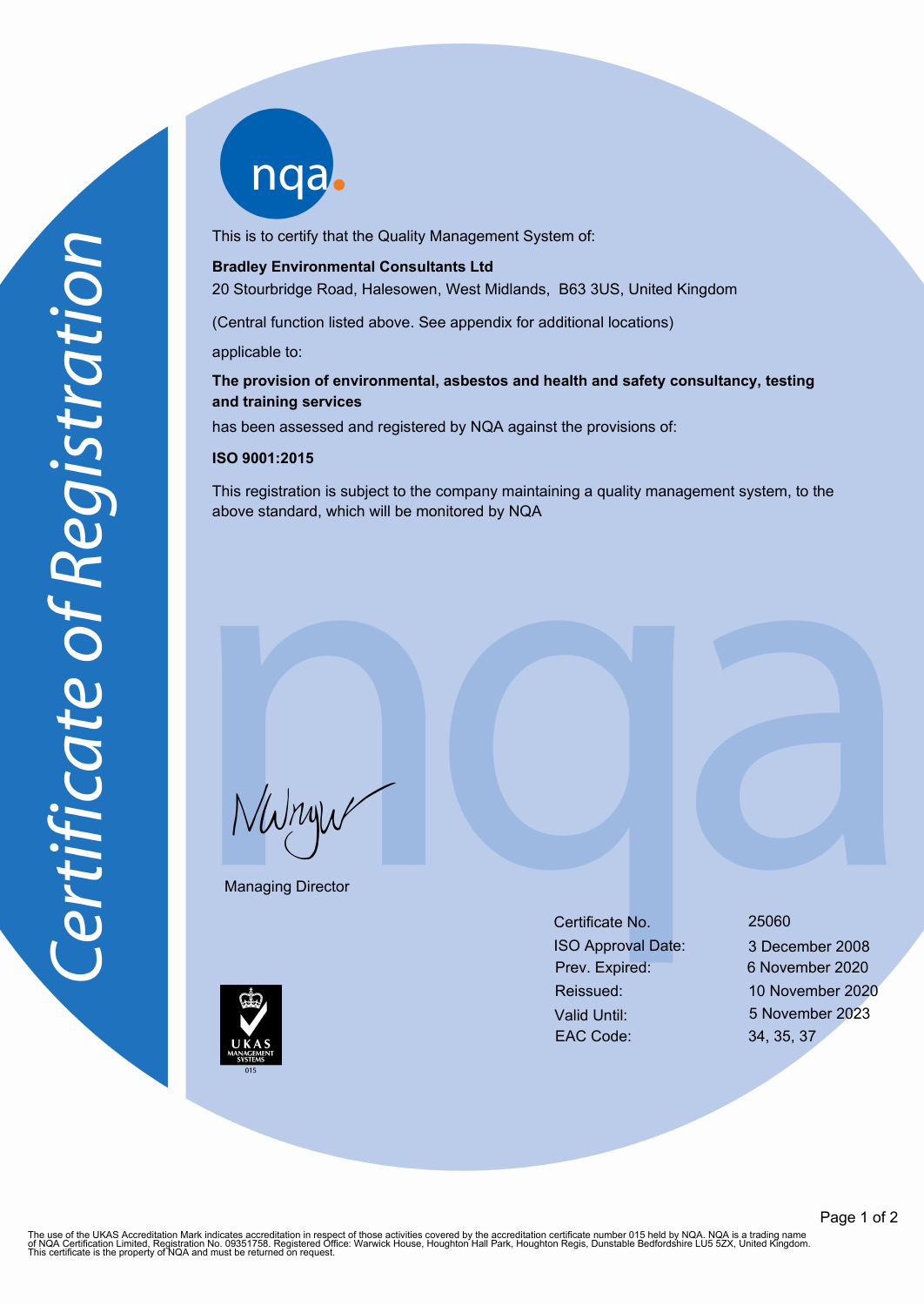# Certificate of Registration

This is to certify that the Quality Management System of:

**Bradley Environmental Consultants Ltd**
20 Stourbridge Road, Halesowen, West Midlands, B63 3US, United Kingdom

(Central function listed above. See appendix for additional locations)

applicable to:

**The provision of environmental, asbestos and health and safety consultancy, testing and training services**

has been assessed and registered by NQA against the provisions of:

**ISO 9001:2015**

This registration is subject to the company maintaining a quality management system, to the above standard, which will be monitored by NQA

Managing Director

| | |
|---|---|
| Certificate No. | 25060 |
| ISO Approval Date: | 3 December 2008 |
| Prev. Expired: | 6 November 2020 |
| Reissued: | 10 November 2020 |
| Valid Until: | 5 November 2023 |
| EAC Code: | 34, 35, 37 |

UKAS MANAGEMENT SYSTEMS 015

The use of the UKAS Accreditation Mark indicates accreditation in respect of those activities covered by the accreditation certificate number 015 held by NQA. NQA is a trading name of NQA Certification Limited, Registration No. 09351758. Registered Office: Warwick House, Houghton Hall Park, Houghton Regis, Dunstable Bedfordshire LU5 5ZX, United Kingdom. This certificate is the property of NQA and must be returned on request.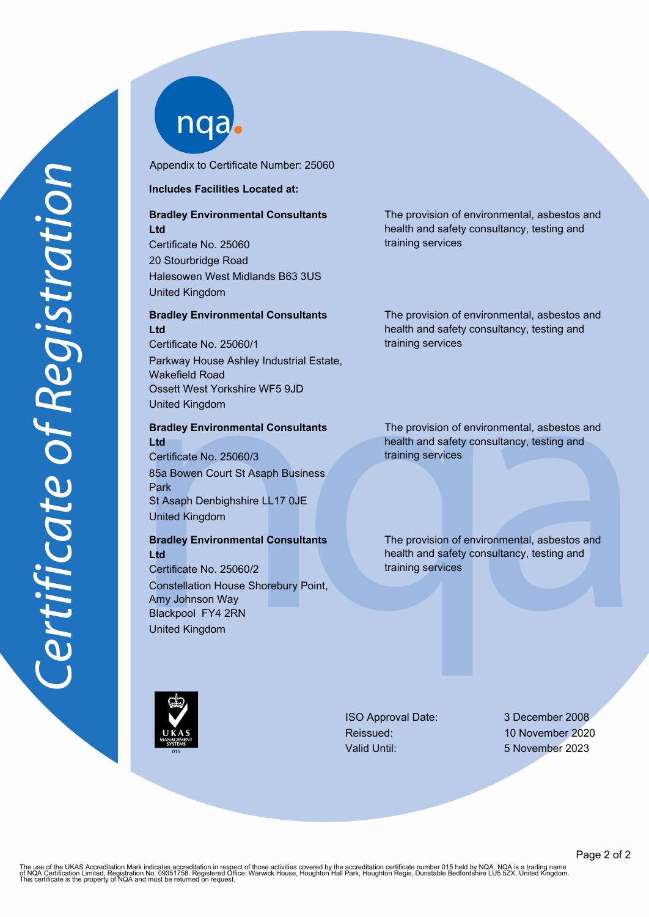*Certificate of Registration*

nqa

Appendix to Certificate Number: 25060

**Includes Facilities Located at:**

| | |
|---|---|
| **Bradley Environmental Consultants Ltd**<br>Certificate No. 25060<br>20 Stourbridge Road<br>Halesowen West Midlands B63 3US<br>United Kingdom | The provision of environmental, asbestos and health and safety consultancy, testing and training services |
| **Bradley Environmental Consultants Ltd**<br>Certificate No. 25060/1<br>Parkway House Ashley Industrial Estate, Wakefield Road<br>Ossett West Yorkshire WF5 9JD<br>United Kingdom | The provision of environmental, asbestos and health and safety consultancy, testing and training services |
| **Bradley Environmental Consultants Ltd**<br>Certificate No. 25060/3<br>85a Bowen Court St Asaph Business Park<br>St Asaph Denbighshire LL17 0JE<br>United Kingdom | The provision of environmental, asbestos and health and safety consultancy, testing and training services |
| **Bradley Environmental Consultants Ltd**<br>Certificate No. 25060/2<br>Constellation House Shorebury Point, Amy Johnson Way<br>Blackpool FY4 2RN<br>United Kingdom | The provision of environmental, asbestos and health and safety consultancy, testing and training services |

UKAS MANAGEMENT SYSTEMS 015

| | |
|---|---|
| ISO Approval Date: | 3 December 2008 |
| Reissued: | 10 November 2020 |
| Valid Until: | 5 November 2023 |

The use of the UKAS Accreditation Mark indicates accreditation in respect of those activities covered by the accreditation certificate number 015 held by NQA. NQA is a trading name of NQA Certification Limited, Registration No. 09351758. Registered Office: Warwick House, Houghton Hall Park, Houghton Regis, Dunstable Bedfordshire LU5 5ZX, United Kingdom. This certificate is the property of NQA and must be returned on request.